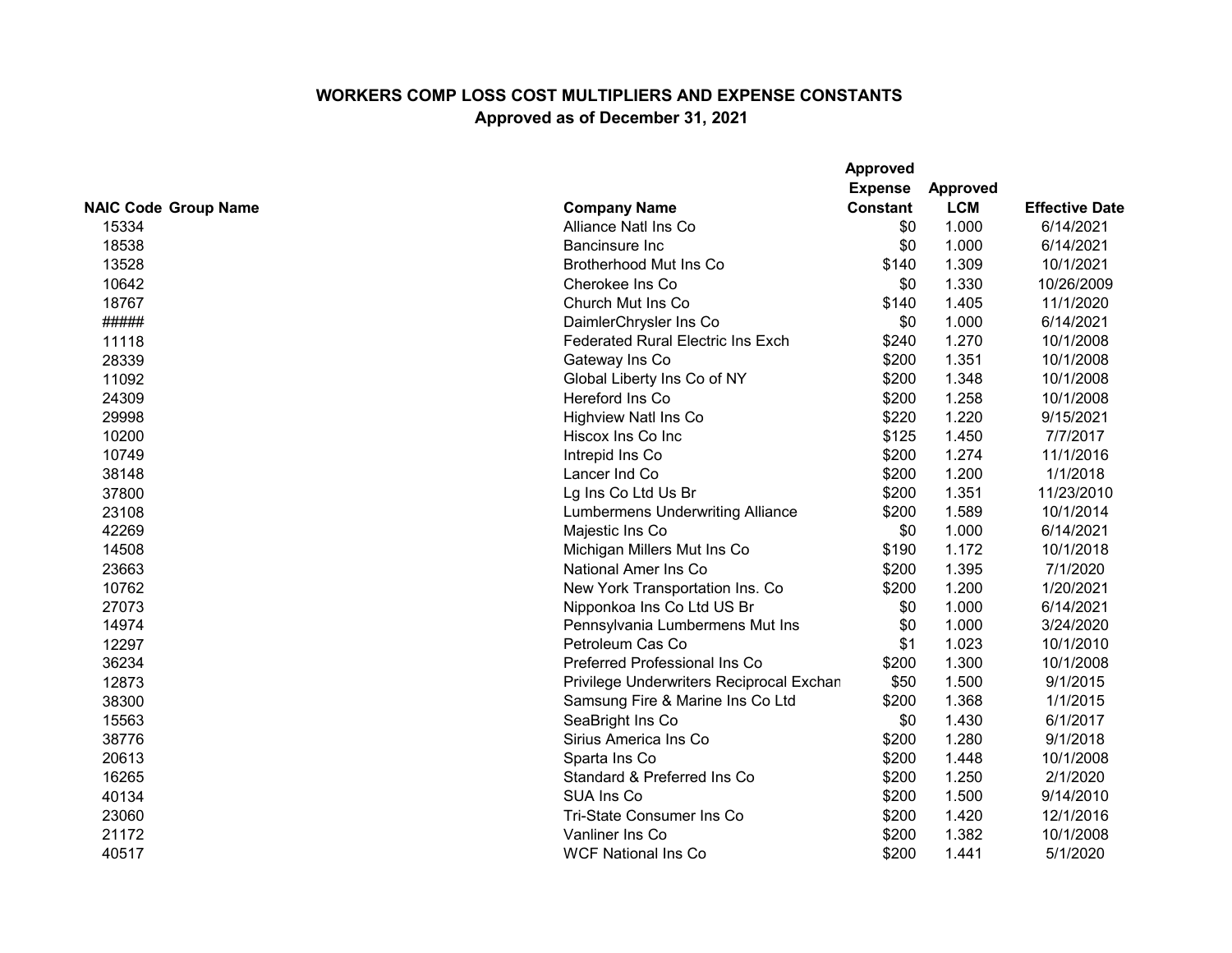**WORKERS COMP LOSS COST MULTIPLIERS AND EXPENSE CONSTANTS**
**Approved as of December 31, 2021**

| NAIC Code | Group Name | Company Name | Approved Expense Constant | Approved LCM | Effective Date |
|---|---|---|---|---|---|
| 15334 | | Alliance Natl Ins Co | $0 | 1.000 | 6/14/2021 |
| 18538 | | Bancinsure Inc | $0 | 1.000 | 6/14/2021 |
| 13528 | | Brotherhood Mut Ins Co | $140 | 1.309 | 10/1/2021 |
| 10642 | | Cherokee Ins Co | $0 | 1.330 | 10/26/2009 |
| 18767 | | Church Mut Ins Co | $140 | 1.405 | 11/1/2020 |
| ##### | | DaimlerChrysler Ins Co | $0 | 1.000 | 6/14/2021 |
| 11118 | | Federated Rural Electric Ins Exch | $240 | 1.270 | 10/1/2008 |
| 28339 | | Gateway Ins Co | $200 | 1.351 | 10/1/2008 |
| 11092 | | Global Liberty Ins Co of NY | $200 | 1.348 | 10/1/2008 |
| 24309 | | Hereford Ins Co | $200 | 1.258 | 10/1/2008 |
| 29998 | | Highview Natl Ins Co | $220 | 1.220 | 9/15/2021 |
| 10200 | | Hiscox Ins Co Inc | $125 | 1.450 | 7/7/2017 |
| 10749 | | Intrepid Ins Co | $200 | 1.274 | 11/1/2016 |
| 38148 | | Lancer Ind Co | $200 | 1.200 | 1/1/2018 |
| 37800 | | Lg Ins Co Ltd Us Br | $200 | 1.351 | 11/23/2010 |
| 23108 | | Lumbermens Underwriting Alliance | $200 | 1.589 | 10/1/2014 |
| 42269 | | Majestic Ins Co | $0 | 1.000 | 6/14/2021 |
| 14508 | | Michigan Millers Mut Ins Co | $190 | 1.172 | 10/1/2018 |
| 23663 | | National Amer Ins Co | $200 | 1.395 | 7/1/2020 |
| 10762 | | New York Transportation Ins. Co | $200 | 1.200 | 1/20/2021 |
| 27073 | | Nipponkoa Ins Co Ltd US Br | $0 | 1.000 | 6/14/2021 |
| 14974 | | Pennsylvania Lumbermens Mut Ins | $0 | 1.000 | 3/24/2020 |
| 12297 | | Petroleum Cas Co | $1 | 1.023 | 10/1/2010 |
| 36234 | | Preferred Professional Ins Co | $200 | 1.300 | 10/1/2008 |
| 12873 | | Privilege Underwriters Reciprocal Exchan | $50 | 1.500 | 9/1/2015 |
| 38300 | | Samsung Fire & Marine Ins Co Ltd | $200 | 1.368 | 1/1/2015 |
| 15563 | | SeaBright Ins Co | $0 | 1.430 | 6/1/2017 |
| 38776 | | Sirius America Ins Co | $200 | 1.280 | 9/1/2018 |
| 20613 | | Sparta Ins Co | $200 | 1.448 | 10/1/2008 |
| 16265 | | Standard & Preferred Ins Co | $200 | 1.250 | 2/1/2020 |
| 40134 | | SUA Ins Co | $200 | 1.500 | 9/14/2010 |
| 23060 | | Tri-State Consumer Ins Co | $200 | 1.420 | 12/1/2016 |
| 21172 | | Vanliner Ins Co | $200 | 1.382 | 10/1/2008 |
| 40517 | | WCF National Ins Co | $200 | 1.441 | 5/1/2020 |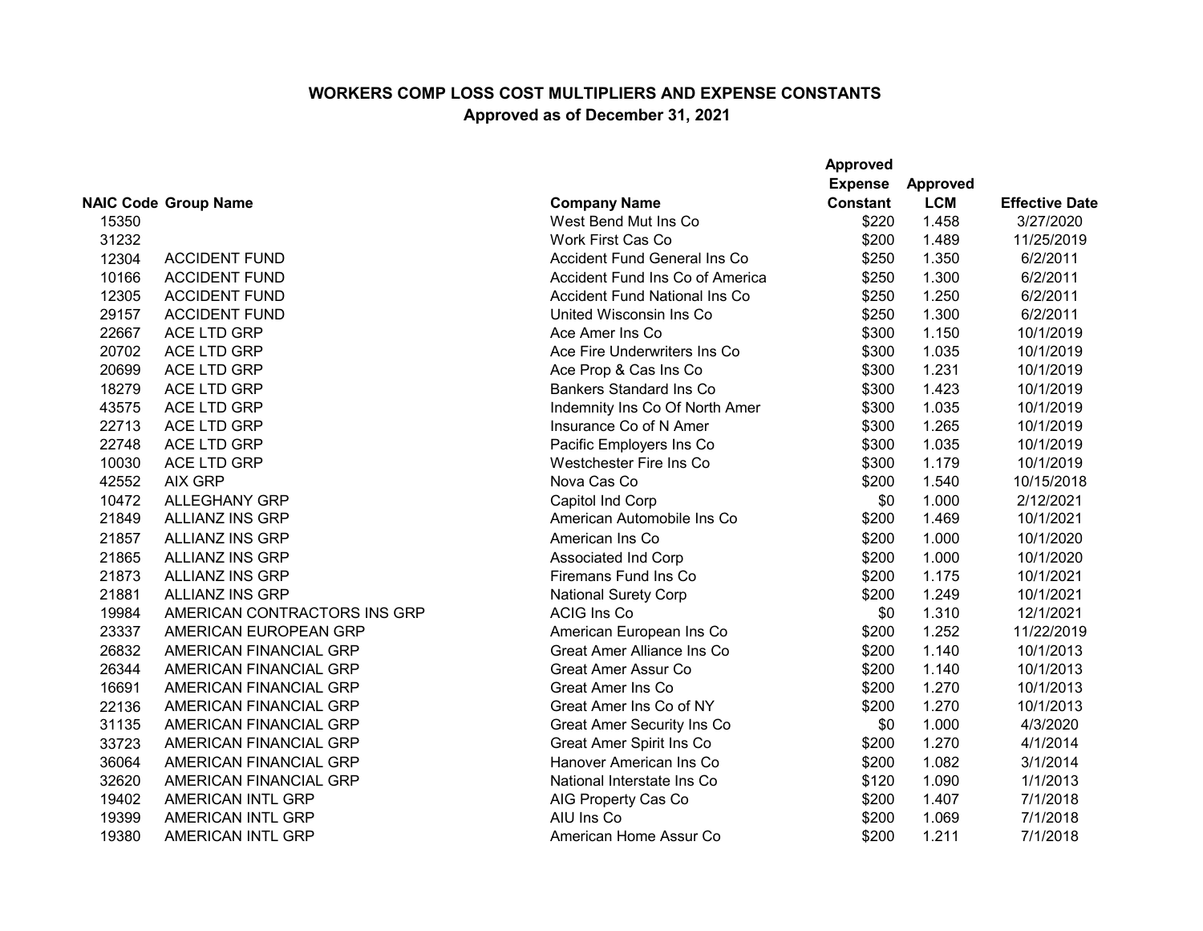**WORKERS COMP LOSS COST MULTIPLIERS AND EXPENSE CONSTANTS**

**Approved as of December 31, 2021**

| NAIC Code | Group Name | Company Name | Approved Expense Constant | Approved LCM | Effective Date |
|---|---|---|---|---|---|
| 15350 | | West Bend Mut Ins Co | $220 | 1.458 | 3/27/2020 |
| 31232 | | Work First Cas Co | $200 | 1.489 | 11/25/2019 |
| 12304 | ACCIDENT FUND | Accident Fund General Ins Co | $250 | 1.350 | 6/2/2011 |
| 10166 | ACCIDENT FUND | Accident Fund Ins Co of America | $250 | 1.300 | 6/2/2011 |
| 12305 | ACCIDENT FUND | Accident Fund National Ins Co | $250 | 1.250 | 6/2/2011 |
| 29157 | ACCIDENT FUND | United Wisconsin Ins Co | $250 | 1.300 | 6/2/2011 |
| 22667 | ACE LTD GRP | Ace Amer Ins Co | $300 | 1.150 | 10/1/2019 |
| 20702 | ACE LTD GRP | Ace Fire Underwriters Ins Co | $300 | 1.035 | 10/1/2019 |
| 20699 | ACE LTD GRP | Ace Prop & Cas Ins Co | $300 | 1.231 | 10/1/2019 |
| 18279 | ACE LTD GRP | Bankers Standard Ins Co | $300 | 1.423 | 10/1/2019 |
| 43575 | ACE LTD GRP | Indemnity Ins Co Of North Amer | $300 | 1.035 | 10/1/2019 |
| 22713 | ACE LTD GRP | Insurance Co of N Amer | $300 | 1.265 | 10/1/2019 |
| 22748 | ACE LTD GRP | Pacific Employers Ins Co | $300 | 1.035 | 10/1/2019 |
| 10030 | ACE LTD GRP | Westchester Fire Ins Co | $300 | 1.179 | 10/1/2019 |
| 42552 | AIX GRP | Nova Cas Co | $200 | 1.540 | 10/15/2018 |
| 10472 | ALLEGHANY GRP | Capitol Ind Corp | $0 | 1.000 | 2/12/2021 |
| 21849 | ALLIANZ INS GRP | American Automobile Ins Co | $200 | 1.469 | 10/1/2021 |
| 21857 | ALLIANZ INS GRP | American Ins Co | $200 | 1.000 | 10/1/2020 |
| 21865 | ALLIANZ INS GRP | Associated Ind Corp | $200 | 1.000 | 10/1/2020 |
| 21873 | ALLIANZ INS GRP | Firemans Fund Ins Co | $200 | 1.175 | 10/1/2021 |
| 21881 | ALLIANZ INS GRP | National Surety Corp | $200 | 1.249 | 10/1/2021 |
| 19984 | AMERICAN CONTRACTORS INS GRP | ACIG Ins Co | $0 | 1.310 | 12/1/2021 |
| 23337 | AMERICAN EUROPEAN GRP | American European Ins Co | $200 | 1.252 | 11/22/2019 |
| 26832 | AMERICAN FINANCIAL GRP | Great Amer Alliance Ins Co | $200 | 1.140 | 10/1/2013 |
| 26344 | AMERICAN FINANCIAL GRP | Great Amer Assur Co | $200 | 1.140 | 10/1/2013 |
| 16691 | AMERICAN FINANCIAL GRP | Great Amer Ins Co | $200 | 1.270 | 10/1/2013 |
| 22136 | AMERICAN FINANCIAL GRP | Great Amer Ins Co of NY | $200 | 1.270 | 10/1/2013 |
| 31135 | AMERICAN FINANCIAL GRP | Great Amer Security Ins Co | $0 | 1.000 | 4/3/2020 |
| 33723 | AMERICAN FINANCIAL GRP | Great Amer Spirit Ins Co | $200 | 1.270 | 4/1/2014 |
| 36064 | AMERICAN FINANCIAL GRP | Hanover American Ins Co | $200 | 1.082 | 3/1/2014 |
| 32620 | AMERICAN FINANCIAL GRP | National Interstate Ins Co | $120 | 1.090 | 1/1/2013 |
| 19402 | AMERICAN INTL GRP | AIG Property Cas Co | $200 | 1.407 | 7/1/2018 |
| 19399 | AMERICAN INTL GRP | AIU Ins Co | $200 | 1.069 | 7/1/2018 |
| 19380 | AMERICAN INTL GRP | American Home Assur Co | $200 | 1.211 | 7/1/2018 |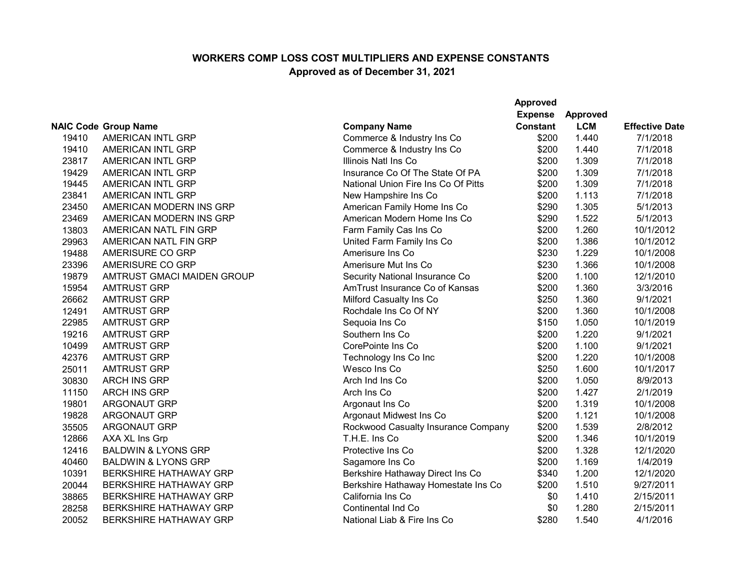# WORKERS COMP LOSS COST MULTIPLIERS AND EXPENSE CONSTANTS

## Approved as of December 31, 2021

| NAIC Code | Group Name | Company Name | Approved Expense Constant | Approved LCM | Effective Date |
|---|---|---|---|---|---|
| 19410 | AMERICAN INTL GRP | Commerce & Industry Ins Co | $200 | 1.440 | 7/1/2018 |
| 19410 | AMERICAN INTL GRP | Commerce & Industry Ins Co | $200 | 1.440 | 7/1/2018 |
| 23817 | AMERICAN INTL GRP | Illinois Natl Ins Co | $200 | 1.309 | 7/1/2018 |
| 19429 | AMERICAN INTL GRP | Insurance Co Of The State Of PA | $200 | 1.309 | 7/1/2018 |
| 19445 | AMERICAN INTL GRP | National Union Fire Ins Co Of Pitts | $200 | 1.309 | 7/1/2018 |
| 23841 | AMERICAN INTL GRP | New Hampshire Ins Co | $200 | 1.113 | 7/1/2018 |
| 23450 | AMERICAN MODERN INS GRP | American Family Home Ins Co | $290 | 1.305 | 5/1/2013 |
| 23469 | AMERICAN MODERN INS GRP | American Modern Home Ins Co | $290 | 1.522 | 5/1/2013 |
| 13803 | AMERICAN NATL FIN GRP | Farm Family Cas Ins Co | $200 | 1.260 | 10/1/2012 |
| 29963 | AMERICAN NATL FIN GRP | United Farm Family Ins Co | $200 | 1.386 | 10/1/2012 |
| 19488 | AMERISURE CO GRP | Amerisure Ins Co | $230 | 1.229 | 10/1/2008 |
| 23396 | AMERISURE CO GRP | Amerisure Mut Ins Co | $230 | 1.366 | 10/1/2008 |
| 19879 | AMTRUST GMACI MAIDEN GROUP | Security National Insurance Co | $200 | 1.100 | 12/1/2010 |
| 15954 | AMTRUST GRP | AmTrust Insurance Co of Kansas | $200 | 1.360 | 3/3/2016 |
| 26662 | AMTRUST GRP | Milford Casualty Ins Co | $250 | 1.360 | 9/1/2021 |
| 12491 | AMTRUST GRP | Rochdale Ins Co Of NY | $200 | 1.360 | 10/1/2008 |
| 22985 | AMTRUST GRP | Sequoia Ins Co | $150 | 1.050 | 10/1/2019 |
| 19216 | AMTRUST GRP | Southern Ins Co | $200 | 1.220 | 9/1/2021 |
| 10499 | AMTRUST GRP | CorePointe Ins Co | $200 | 1.100 | 9/1/2021 |
| 42376 | AMTRUST GRP | Technology Ins Co Inc | $200 | 1.220 | 10/1/2008 |
| 25011 | AMTRUST GRP | Wesco Ins Co | $250 | 1.600 | 10/1/2017 |
| 30830 | ARCH INS GRP | Arch Ind Ins Co | $200 | 1.050 | 8/9/2013 |
| 11150 | ARCH INS GRP | Arch Ins Co | $200 | 1.427 | 2/1/2019 |
| 19801 | ARGONAUT GRP | Argonaut Ins Co | $200 | 1.319 | 10/1/2008 |
| 19828 | ARGONAUT GRP | Argonaut Midwest Ins Co | $200 | 1.121 | 10/1/2008 |
| 35505 | ARGONAUT GRP | Rockwood Casualty Insurance Company | $200 | 1.539 | 2/8/2012 |
| 12866 | AXA XL Ins Grp | T.H.E. Ins Co | $200 | 1.346 | 10/1/2019 |
| 12416 | BALDWIN & LYONS GRP | Protective Ins Co | $200 | 1.328 | 12/1/2020 |
| 40460 | BALDWIN & LYONS GRP | Sagamore Ins Co | $200 | 1.169 | 1/4/2019 |
| 10391 | BERKSHIRE HATHAWAY GRP | Berkshire Hathaway Direct Ins Co | $340 | 1.200 | 12/1/2020 |
| 20044 | BERKSHIRE HATHAWAY GRP | Berkshire Hathaway Homestate Ins Co | $200 | 1.510 | 9/27/2011 |
| 38865 | BERKSHIRE HATHAWAY GRP | California Ins Co | $0 | 1.410 | 2/15/2011 |
| 28258 | BERKSHIRE HATHAWAY GRP | Continental Ind Co | $0 | 1.280 | 2/15/2011 |
| 20052 | BERKSHIRE HATHAWAY GRP | National Liab & Fire Ins Co | $280 | 1.540 | 4/1/2016 |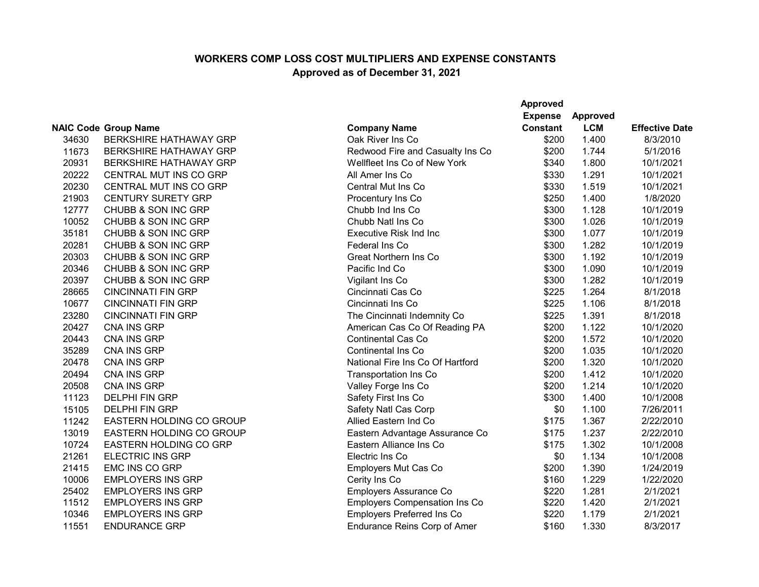**WORKERS COMP LOSS COST MULTIPLIERS AND EXPENSE CONSTANTS**
**Approved as of December 31, 2021**

| NAIC Code | Group Name | Company Name | Approved Expense Constant | Approved LCM | Effective Date |
|---|---|---|---|---|---|
| 34630 | BERKSHIRE HATHAWAY GRP | Oak River Ins Co | $200 | 1.400 | 8/3/2010 |
| 11673 | BERKSHIRE HATHAWAY GRP | Redwood Fire and Casualty Ins Co | $200 | 1.744 | 5/1/2016 |
| 20931 | BERKSHIRE HATHAWAY GRP | Wellfleet Ins Co of New York | $340 | 1.800 | 10/1/2021 |
| 20222 | CENTRAL MUT INS CO GRP | All Amer Ins Co | $330 | 1.291 | 10/1/2021 |
| 20230 | CENTRAL MUT INS CO GRP | Central Mut Ins Co | $330 | 1.519 | 10/1/2021 |
| 21903 | CENTURY SURETY GRP | Procentury Ins Co | $250 | 1.400 | 1/8/2020 |
| 12777 | CHUBB & SON INC GRP | Chubb Ind Ins Co | $300 | 1.128 | 10/1/2019 |
| 10052 | CHUBB & SON INC GRP | Chubb Natl Ins Co | $300 | 1.026 | 10/1/2019 |
| 35181 | CHUBB & SON INC GRP | Executive Risk Ind Inc | $300 | 1.077 | 10/1/2019 |
| 20281 | CHUBB & SON INC GRP | Federal Ins Co | $300 | 1.282 | 10/1/2019 |
| 20303 | CHUBB & SON INC GRP | Great Northern Ins Co | $300 | 1.192 | 10/1/2019 |
| 20346 | CHUBB & SON INC GRP | Pacific Ind Co | $300 | 1.090 | 10/1/2019 |
| 20397 | CHUBB & SON INC GRP | Vigilant Ins Co | $300 | 1.282 | 10/1/2019 |
| 28665 | CINCINNATI FIN GRP | Cincinnati Cas Co | $225 | 1.264 | 8/1/2018 |
| 10677 | CINCINNATI FIN GRP | Cincinnati Ins Co | $225 | 1.106 | 8/1/2018 |
| 23280 | CINCINNATI FIN GRP | The Cincinnati Indemnity Co | $225 | 1.391 | 8/1/2018 |
| 20427 | CNA INS GRP | American Cas Co Of Reading PA | $200 | 1.122 | 10/1/2020 |
| 20443 | CNA INS GRP | Continental Cas Co | $200 | 1.572 | 10/1/2020 |
| 35289 | CNA INS GRP | Continental Ins Co | $200 | 1.035 | 10/1/2020 |
| 20478 | CNA INS GRP | National Fire Ins Co Of Hartford | $200 | 1.320 | 10/1/2020 |
| 20494 | CNA INS GRP | Transportation Ins Co | $200 | 1.412 | 10/1/2020 |
| 20508 | CNA INS GRP | Valley Forge Ins Co | $200 | 1.214 | 10/1/2020 |
| 11123 | DELPHI FIN GRP | Safety First Ins Co | $300 | 1.400 | 10/1/2008 |
| 15105 | DELPHI FIN GRP | Safety Natl Cas Corp | $0 | 1.100 | 7/26/2011 |
| 11242 | EASTERN HOLDING CO GROUP | Allied Eastern Ind Co | $175 | 1.367 | 2/22/2010 |
| 13019 | EASTERN HOLDING CO GROUP | Eastern Advantage Assurance Co | $175 | 1.237 | 2/22/2010 |
| 10724 | EASTERN HOLDING CO GRP | Eastern Alliance Ins Co | $175 | 1.302 | 10/1/2008 |
| 21261 | ELECTRIC INS GRP | Electric Ins Co | $0 | 1.134 | 10/1/2008 |
| 21415 | EMC INS CO GRP | Employers Mut Cas Co | $200 | 1.390 | 1/24/2019 |
| 10006 | EMPLOYERS INS GRP | Cerity Ins Co | $160 | 1.229 | 1/22/2020 |
| 25402 | EMPLOYERS INS GRP | Employers Assurance Co | $220 | 1.281 | 2/1/2021 |
| 11512 | EMPLOYERS INS GRP | Employers Compensation Ins Co | $220 | 1.420 | 2/1/2021 |
| 10346 | EMPLOYERS INS GRP | Employers Preferred Ins Co | $220 | 1.179 | 2/1/2021 |
| 11551 | ENDURANCE GRP | Endurance Reins Corp of Amer | $160 | 1.330 | 8/3/2017 |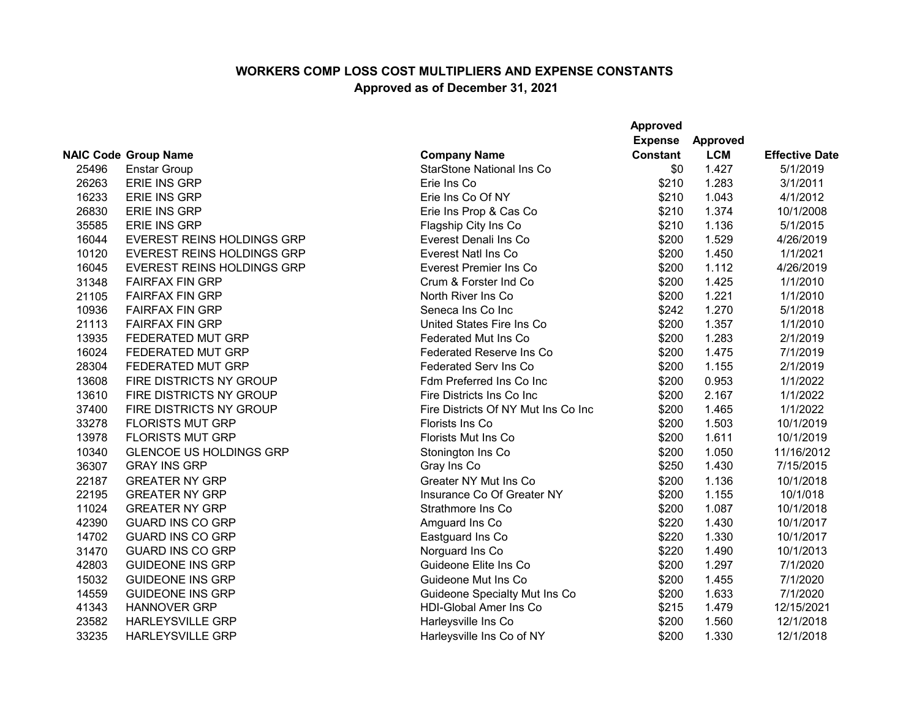# WORKERS COMP LOSS COST MULTIPLIERS AND EXPENSE CONSTANTS

## Approved as of December 31, 2021

| NAIC Code | Group Name | Company Name | Approved Expense Constant | Approved LCM | Effective Date |
|---|---|---|---|---|---|
| 25496 | Enstar Group | StarStone National Ins Co | $0 | 1.427 | 5/1/2019 |
| 26263 | ERIE INS GRP | Erie Ins Co | $210 | 1.283 | 3/1/2011 |
| 16233 | ERIE INS GRP | Erie Ins Co Of NY | $210 | 1.043 | 4/1/2012 |
| 26830 | ERIE INS GRP | Erie Ins Prop & Cas Co | $210 | 1.374 | 10/1/2008 |
| 35585 | ERIE INS GRP | Flagship City Ins Co | $210 | 1.136 | 5/1/2015 |
| 16044 | EVEREST REINS HOLDINGS GRP | Everest Denali Ins Co | $200 | 1.529 | 4/26/2019 |
| 10120 | EVEREST REINS HOLDINGS GRP | Everest Natl Ins Co | $200 | 1.450 | 1/1/2021 |
| 16045 | EVEREST REINS HOLDINGS GRP | Everest Premier Ins Co | $200 | 1.112 | 4/26/2019 |
| 31348 | FAIRFAX FIN GRP | Crum & Forster Ind Co | $200 | 1.425 | 1/1/2010 |
| 21105 | FAIRFAX FIN GRP | North River Ins Co | $200 | 1.221 | 1/1/2010 |
| 10936 | FAIRFAX FIN GRP | Seneca Ins Co Inc | $242 | 1.270 | 5/1/2018 |
| 21113 | FAIRFAX FIN GRP | United States Fire Ins Co | $200 | 1.357 | 1/1/2010 |
| 13935 | FEDERATED MUT GRP | Federated Mut Ins Co | $200 | 1.283 | 2/1/2019 |
| 16024 | FEDERATED MUT GRP | Federated Reserve Ins Co | $200 | 1.475 | 7/1/2019 |
| 28304 | FEDERATED MUT GRP | Federated Serv Ins Co | $200 | 1.155 | 2/1/2019 |
| 13608 | FIRE DISTRICTS NY GROUP | Fdm Preferred Ins Co Inc | $200 | 0.953 | 1/1/2022 |
| 13610 | FIRE DISTRICTS NY GROUP | Fire Districts Ins Co Inc | $200 | 2.167 | 1/1/2022 |
| 37400 | FIRE DISTRICTS NY GROUP | Fire Districts Of NY Mut Ins Co Inc | $200 | 1.465 | 1/1/2022 |
| 33278 | FLORISTS MUT GRP | Florists Ins Co | $200 | 1.503 | 10/1/2019 |
| 13978 | FLORISTS MUT GRP | Florists Mut Ins Co | $200 | 1.611 | 10/1/2019 |
| 10340 | GLENCOE US HOLDINGS GRP | Stonington Ins Co | $200 | 1.050 | 11/16/2012 |
| 36307 | GRAY INS GRP | Gray Ins Co | $250 | 1.430 | 7/15/2015 |
| 22187 | GREATER NY GRP | Greater NY Mut Ins Co | $200 | 1.136 | 10/1/2018 |
| 22195 | GREATER NY GRP | Insurance Co Of Greater NY | $200 | 1.155 | 10/1/018 |
| 11024 | GREATER NY GRP | Strathmore Ins Co | $200 | 1.087 | 10/1/2018 |
| 42390 | GUARD INS CO GRP | Amguard Ins Co | $220 | 1.430 | 10/1/2017 |
| 14702 | GUARD INS CO GRP | Eastguard Ins Co | $220 | 1.330 | 10/1/2017 |
| 31470 | GUARD INS CO GRP | Norguard Ins Co | $220 | 1.490 | 10/1/2013 |
| 42803 | GUIDEONE INS GRP | Guideone Elite Ins Co | $200 | 1.297 | 7/1/2020 |
| 15032 | GUIDEONE INS GRP | Guideone Mut Ins Co | $200 | 1.455 | 7/1/2020 |
| 14559 | GUIDEONE INS GRP | Guideone Specialty Mut Ins Co | $200 | 1.633 | 7/1/2020 |
| 41343 | HANNOVER GRP | HDI-Global Amer Ins Co | $215 | 1.479 | 12/15/2021 |
| 23582 | HARLEYSVILLE GRP | Harleysville Ins Co | $200 | 1.560 | 12/1/2018 |
| 33235 | HARLEYSVILLE GRP | Harleysville Ins Co of NY | $200 | 1.330 | 12/1/2018 |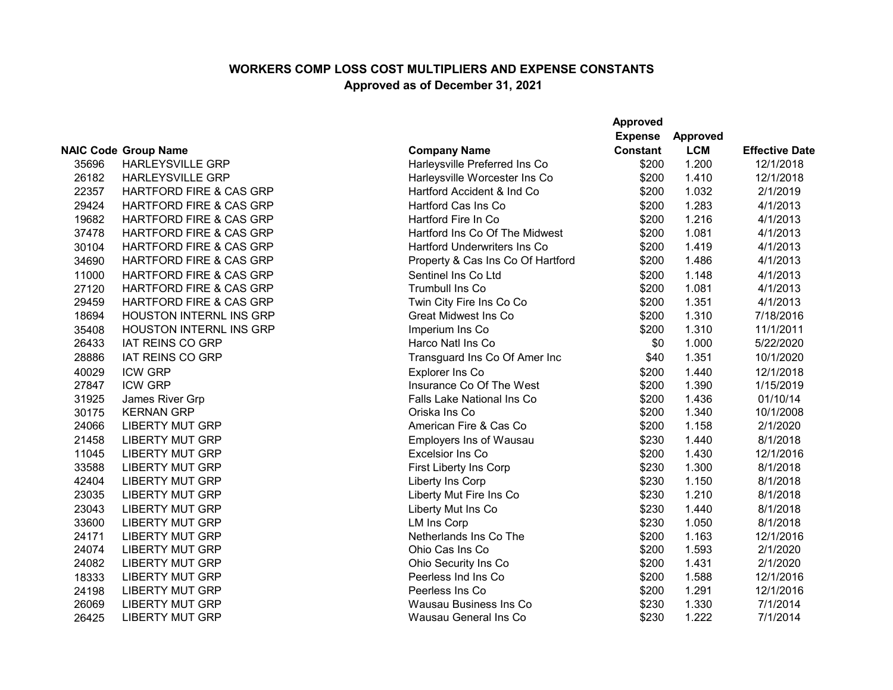## WORKERS COMP LOSS COST MULTIPLIERS AND EXPENSE CONSTANTS
**Approved as of December 31, 2021**

| NAIC Code | Group Name | Company Name | Approved Expense Constant | Approved LCM | Effective Date |
|---|---|---|---|---|---|
| 35696 | HARLEYSVILLE GRP | Harleysville Preferred Ins Co | $200 | 1.200 | 12/1/2018 |
| 26182 | HARLEYSVILLE GRP | Harleysville Worcester Ins Co | $200 | 1.410 | 12/1/2018 |
| 22357 | HARTFORD FIRE & CAS GRP | Hartford Accident & Ind Co | $200 | 1.032 | 2/1/2019 |
| 29424 | HARTFORD FIRE & CAS GRP | Hartford Cas Ins Co | $200 | 1.283 | 4/1/2013 |
| 19682 | HARTFORD FIRE & CAS GRP | Hartford Fire In Co | $200 | 1.216 | 4/1/2013 |
| 37478 | HARTFORD FIRE & CAS GRP | Hartford Ins Co Of The Midwest | $200 | 1.081 | 4/1/2013 |
| 30104 | HARTFORD FIRE & CAS GRP | Hartford Underwriters Ins Co | $200 | 1.419 | 4/1/2013 |
| 34690 | HARTFORD FIRE & CAS GRP | Property & Cas Ins Co Of Hartford | $200 | 1.486 | 4/1/2013 |
| 11000 | HARTFORD FIRE & CAS GRP | Sentinel Ins Co Ltd | $200 | 1.148 | 4/1/2013 |
| 27120 | HARTFORD FIRE & CAS GRP | Trumbull Ins Co | $200 | 1.081 | 4/1/2013 |
| 29459 | HARTFORD FIRE & CAS GRP | Twin City Fire Ins Co Co | $200 | 1.351 | 4/1/2013 |
| 18694 | HOUSTON INTERNL INS GRP | Great Midwest Ins Co | $200 | 1.310 | 7/18/2016 |
| 35408 | HOUSTON INTERNL INS GRP | Imperium Ins Co | $200 | 1.310 | 11/1/2011 |
| 26433 | IAT REINS CO GRP | Harco Natl Ins Co | $0 | 1.000 | 5/22/2020 |
| 28886 | IAT REINS CO GRP | Transguard Ins Co Of Amer Inc | $40 | 1.351 | 10/1/2020 |
| 40029 | ICW GRP | Explorer Ins Co | $200 | 1.440 | 12/1/2018 |
| 27847 | ICW GRP | Insurance Co Of The West | $200 | 1.390 | 1/15/2019 |
| 31925 | James River Grp | Falls Lake National Ins Co | $200 | 1.436 | 01/10/14 |
| 30175 | KERNAN GRP | Oriska Ins Co | $200 | 1.340 | 10/1/2008 |
| 24066 | LIBERTY MUT GRP | American Fire & Cas Co | $200 | 1.158 | 2/1/2020 |
| 21458 | LIBERTY MUT GRP | Employers Ins of Wausau | $230 | 1.440 | 8/1/2018 |
| 11045 | LIBERTY MUT GRP | Excelsior Ins Co | $200 | 1.430 | 12/1/2016 |
| 33588 | LIBERTY MUT GRP | First Liberty Ins Corp | $230 | 1.300 | 8/1/2018 |
| 42404 | LIBERTY MUT GRP | Liberty Ins Corp | $230 | 1.150 | 8/1/2018 |
| 23035 | LIBERTY MUT GRP | Liberty Mut Fire Ins Co | $230 | 1.210 | 8/1/2018 |
| 23043 | LIBERTY MUT GRP | Liberty Mut Ins Co | $230 | 1.440 | 8/1/2018 |
| 33600 | LIBERTY MUT GRP | LM Ins Corp | $230 | 1.050 | 8/1/2018 |
| 24171 | LIBERTY MUT GRP | Netherlands Ins Co The | $200 | 1.163 | 12/1/2016 |
| 24074 | LIBERTY MUT GRP | Ohio Cas Ins Co | $200 | 1.593 | 2/1/2020 |
| 24082 | LIBERTY MUT GRP | Ohio Security Ins Co | $200 | 1.431 | 2/1/2020 |
| 18333 | LIBERTY MUT GRP | Peerless Ind Ins Co | $200 | 1.588 | 12/1/2016 |
| 24198 | LIBERTY MUT GRP | Peerless Ins Co | $200 | 1.291 | 12/1/2016 |
| 26069 | LIBERTY MUT GRP | Wausau Business Ins Co | $230 | 1.330 | 7/1/2014 |
| 26425 | LIBERTY MUT GRP | Wausau General Ins Co | $230 | 1.222 | 7/1/2014 |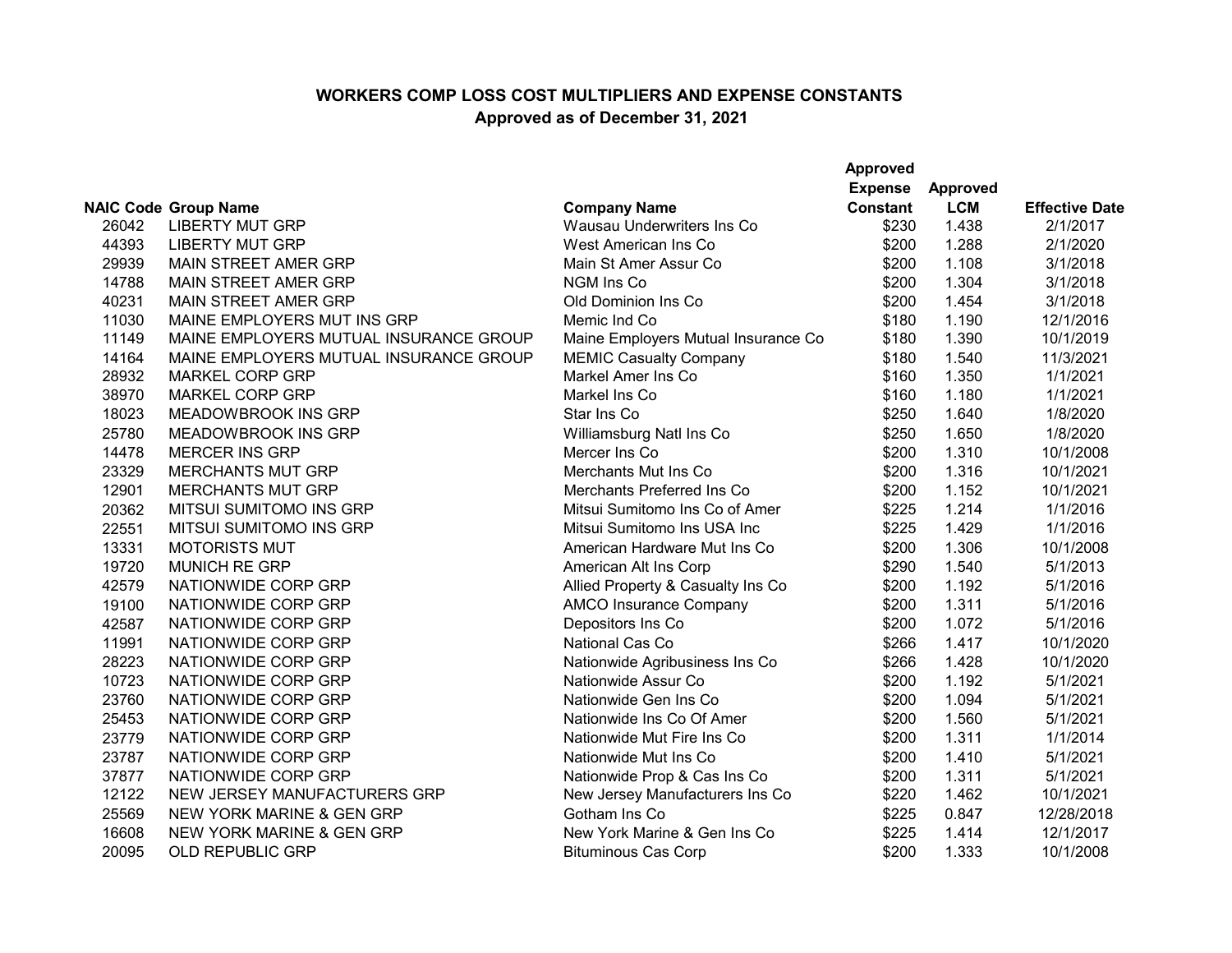## WORKERS COMP LOSS COST MULTIPLIERS AND EXPENSE CONSTANTS

### Approved as of December 31, 2021

| NAIC Code | Group Name | Company Name | Approved Expense Constant | Approved LCM | Effective Date |
|---|---|---|---|---|---|
| 26042 | LIBERTY MUT GRP | Wausau Underwriters Ins Co | $230 | 1.438 | 2/1/2017 |
| 44393 | LIBERTY MUT GRP | West American Ins Co | $200 | 1.288 | 2/1/2020 |
| 29939 | MAIN STREET AMER GRP | Main St Amer Assur Co | $200 | 1.108 | 3/1/2018 |
| 14788 | MAIN STREET AMER GRP | NGM Ins Co | $200 | 1.304 | 3/1/2018 |
| 40231 | MAIN STREET AMER GRP | Old Dominion Ins Co | $200 | 1.454 | 3/1/2018 |
| 11030 | MAINE EMPLOYERS MUT INS GRP | Memic Ind Co | $180 | 1.190 | 12/1/2016 |
| 11149 | MAINE EMPLOYERS MUTUAL INSURANCE GROUP | Maine Employers Mutual Insurance Co | $180 | 1.390 | 10/1/2019 |
| 14164 | MAINE EMPLOYERS MUTUAL INSURANCE GROUP | MEMIC Casualty Company | $180 | 1.540 | 11/3/2021 |
| 28932 | MARKEL CORP GRP | Markel Amer Ins Co | $160 | 1.350 | 1/1/2021 |
| 38970 | MARKEL CORP GRP | Markel Ins Co | $160 | 1.180 | 1/1/2021 |
| 18023 | MEADOWBROOK INS GRP | Star Ins Co | $250 | 1.640 | 1/8/2020 |
| 25780 | MEADOWBROOK INS GRP | Williamsburg Natl Ins Co | $250 | 1.650 | 1/8/2020 |
| 14478 | MERCER INS GRP | Mercer Ins Co | $200 | 1.310 | 10/1/2008 |
| 23329 | MERCHANTS MUT GRP | Merchants Mut Ins Co | $200 | 1.316 | 10/1/2021 |
| 12901 | MERCHANTS MUT GRP | Merchants Preferred Ins Co | $200 | 1.152 | 10/1/2021 |
| 20362 | MITSUI SUMITOMO INS GRP | Mitsui Sumitomo Ins Co of Amer | $225 | 1.214 | 1/1/2016 |
| 22551 | MITSUI SUMITOMO INS GRP | Mitsui Sumitomo Ins USA Inc | $225 | 1.429 | 1/1/2016 |
| 13331 | MOTORISTS MUT | American Hardware Mut Ins Co | $200 | 1.306 | 10/1/2008 |
| 19720 | MUNICH RE GRP | American Alt Ins Corp | $290 | 1.540 | 5/1/2013 |
| 42579 | NATIONWIDE CORP GRP | Allied Property & Casualty Ins Co | $200 | 1.192 | 5/1/2016 |
| 19100 | NATIONWIDE CORP GRP | AMCO Insurance Company | $200 | 1.311 | 5/1/2016 |
| 42587 | NATIONWIDE CORP GRP | Depositors Ins Co | $200 | 1.072 | 5/1/2016 |
| 11991 | NATIONWIDE CORP GRP | National Cas Co | $266 | 1.417 | 10/1/2020 |
| 28223 | NATIONWIDE CORP GRP | Nationwide Agribusiness Ins Co | $266 | 1.428 | 10/1/2020 |
| 10723 | NATIONWIDE CORP GRP | Nationwide Assur Co | $200 | 1.192 | 5/1/2021 |
| 23760 | NATIONWIDE CORP GRP | Nationwide Gen Ins Co | $200 | 1.094 | 5/1/2021 |
| 25453 | NATIONWIDE CORP GRP | Nationwide Ins Co Of Amer | $200 | 1.560 | 5/1/2021 |
| 23779 | NATIONWIDE CORP GRP | Nationwide Mut Fire Ins Co | $200 | 1.311 | 1/1/2014 |
| 23787 | NATIONWIDE CORP GRP | Nationwide Mut Ins Co | $200 | 1.410 | 5/1/2021 |
| 37877 | NATIONWIDE CORP GRP | Nationwide Prop & Cas Ins Co | $200 | 1.311 | 5/1/2021 |
| 12122 | NEW JERSEY MANUFACTURERS GRP | New Jersey Manufacturers Ins Co | $220 | 1.462 | 10/1/2021 |
| 25569 | NEW YORK MARINE & GEN GRP | Gotham Ins Co | $225 | 0.847 | 12/28/2018 |
| 16608 | NEW YORK MARINE & GEN GRP | New York Marine & Gen Ins Co | $225 | 1.414 | 12/1/2017 |
| 20095 | OLD REPUBLIC GRP | Bituminous Cas Corp | $200 | 1.333 | 10/1/2008 |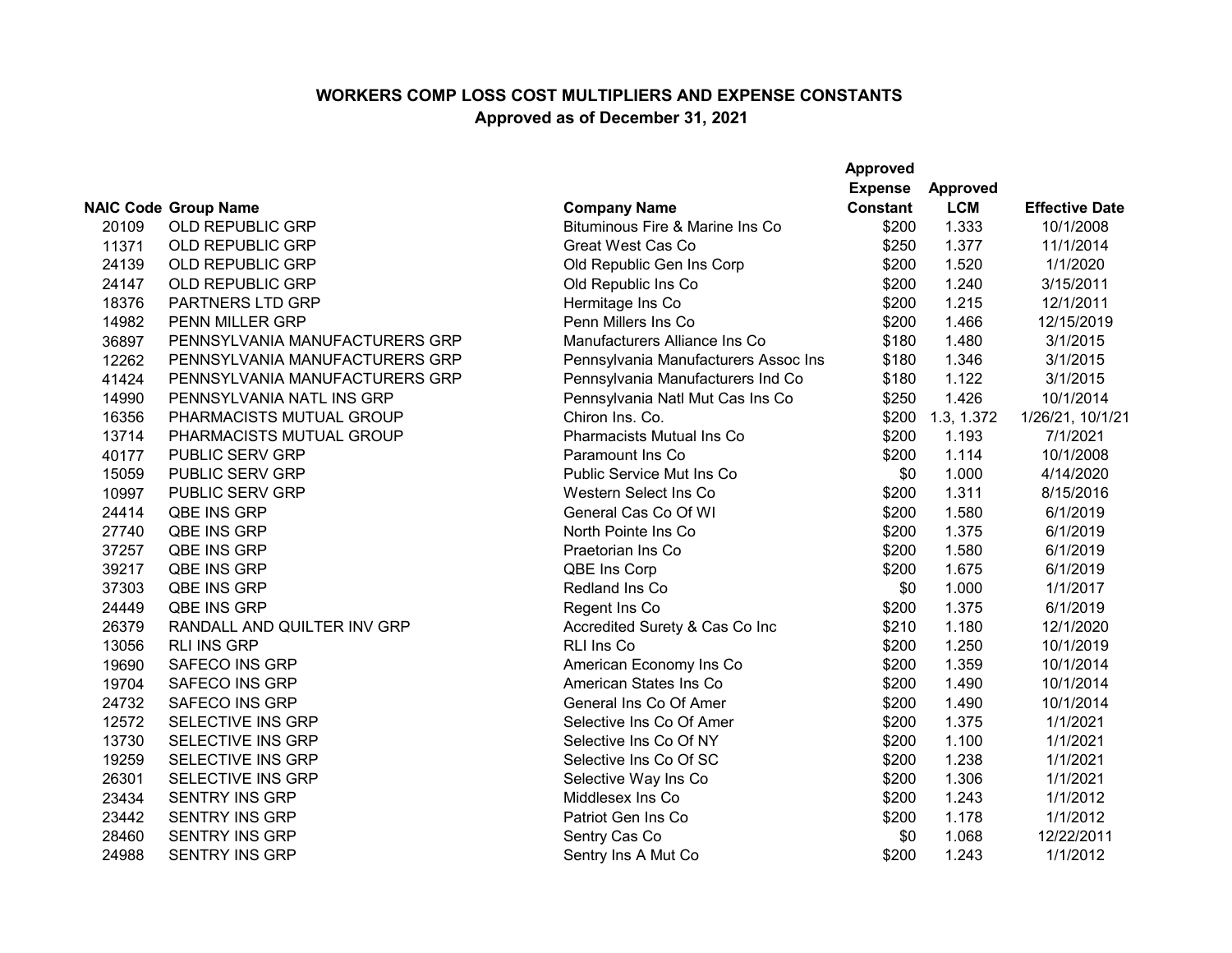**WORKERS COMP LOSS COST MULTIPLIERS AND EXPENSE CONSTANTS**
**Approved as of December 31, 2021**

| NAIC Code | Group Name | Company Name | Approved Expense Constant | Approved LCM | Effective Date |
|---|---|---|---|---|---|
| 20109 | OLD REPUBLIC GRP | Bituminous Fire & Marine Ins Co | $200 | 1.333 | 10/1/2008 |
| 11371 | OLD REPUBLIC GRP | Great West Cas Co | $250 | 1.377 | 11/1/2014 |
| 24139 | OLD REPUBLIC GRP | Old Republic Gen Ins Corp | $200 | 1.520 | 1/1/2020 |
| 24147 | OLD REPUBLIC GRP | Old Republic Ins Co | $200 | 1.240 | 3/15/2011 |
| 18376 | PARTNERS LTD GRP | Hermitage Ins Co | $200 | 1.215 | 12/1/2011 |
| 14982 | PENN MILLER GRP | Penn Millers Ins Co | $200 | 1.466 | 12/15/2019 |
| 36897 | PENNSYLVANIA MANUFACTURERS GRP | Manufacturers Alliance Ins Co | $180 | 1.480 | 3/1/2015 |
| 12262 | PENNSYLVANIA MANUFACTURERS GRP | Pennsylvania Manufacturers Assoc Ins | $180 | 1.346 | 3/1/2015 |
| 41424 | PENNSYLVANIA MANUFACTURERS GRP | Pennsylvania Manufacturers Ind Co | $180 | 1.122 | 3/1/2015 |
| 14990 | PENNSYLVANIA NATL INS GRP | Pennsylvania Natl Mut Cas Ins Co | $250 | 1.426 | 10/1/2014 |
| 16356 | PHARMACISTS MUTUAL GROUP | Chiron Ins. Co. | $200 | 1.3, 1.372 | 1/26/21, 10/1/21 |
| 13714 | PHARMACISTS MUTUAL GROUP | Pharmacists Mutual Ins Co | $200 | 1.193 | 7/1/2021 |
| 40177 | PUBLIC SERV GRP | Paramount Ins Co | $200 | 1.114 | 10/1/2008 |
| 15059 | PUBLIC SERV GRP | Public Service Mut Ins Co | $0 | 1.000 | 4/14/2020 |
| 10997 | PUBLIC SERV GRP | Western Select Ins Co | $200 | 1.311 | 8/15/2016 |
| 24414 | QBE INS GRP | General Cas Co Of WI | $200 | 1.580 | 6/1/2019 |
| 27740 | QBE INS GRP | North Pointe Ins Co | $200 | 1.375 | 6/1/2019 |
| 37257 | QBE INS GRP | Praetorian Ins Co | $200 | 1.580 | 6/1/2019 |
| 39217 | QBE INS GRP | QBE Ins Corp | $200 | 1.675 | 6/1/2019 |
| 37303 | QBE INS GRP | Redland Ins Co | $0 | 1.000 | 1/1/2017 |
| 24449 | QBE INS GRP | Regent Ins Co | $200 | 1.375 | 6/1/2019 |
| 26379 | RANDALL AND QUILTER INV GRP | Accredited Surety & Cas Co Inc | $210 | 1.180 | 12/1/2020 |
| 13056 | RLI INS GRP | RLI Ins Co | $200 | 1.250 | 10/1/2019 |
| 19690 | SAFECO INS GRP | American Economy Ins Co | $200 | 1.359 | 10/1/2014 |
| 19704 | SAFECO INS GRP | American States Ins Co | $200 | 1.490 | 10/1/2014 |
| 24732 | SAFECO INS GRP | General Ins Co Of Amer | $200 | 1.490 | 10/1/2014 |
| 12572 | SELECTIVE INS GRP | Selective Ins Co Of Amer | $200 | 1.375 | 1/1/2021 |
| 13730 | SELECTIVE INS GRP | Selective Ins Co Of NY | $200 | 1.100 | 1/1/2021 |
| 19259 | SELECTIVE INS GRP | Selective Ins Co Of SC | $200 | 1.238 | 1/1/2021 |
| 26301 | SELECTIVE INS GRP | Selective Way Ins Co | $200 | 1.306 | 1/1/2021 |
| 23434 | SENTRY INS GRP | Middlesex Ins Co | $200 | 1.243 | 1/1/2012 |
| 23442 | SENTRY INS GRP | Patriot Gen Ins Co | $200 | 1.178 | 1/1/2012 |
| 28460 | SENTRY INS GRP | Sentry Cas Co | $0 | 1.068 | 12/22/2011 |
| 24988 | SENTRY INS GRP | Sentry Ins A Mut Co | $200 | 1.243 | 1/1/2012 |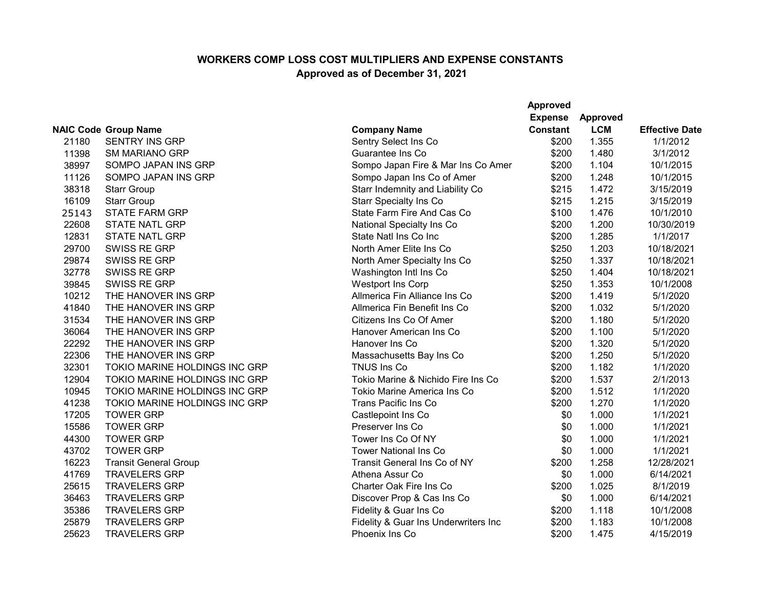## WORKERS COMP LOSS COST MULTIPLIERS AND EXPENSE CONSTANTS

### Approved as of December 31, 2021

| NAIC Code | Group Name | Company Name | Approved Expense Constant | Approved LCM | Effective Date |
|---|---|---|---|---|---|
| 21180 | SENTRY INS GRP | Sentry Select Ins Co | $200 | 1.355 | 1/1/2012 |
| 11398 | SM MARIANO GRP | Guarantee Ins Co | $200 | 1.480 | 3/1/2012 |
| 38997 | SOMPO JAPAN INS GRP | Sompo Japan Fire & Mar Ins Co Amer | $200 | 1.104 | 10/1/2015 |
| 11126 | SOMPO JAPAN INS GRP | Sompo Japan Ins Co of Amer | $200 | 1.248 | 10/1/2015 |
| 38318 | Starr Group | Starr Indemnity and Liability Co | $215 | 1.472 | 3/15/2019 |
| 16109 | Starr Group | Starr Specialty Ins Co | $215 | 1.215 | 3/15/2019 |
| 25143 | STATE FARM GRP | State Farm Fire And Cas Co | $100 | 1.476 | 10/1/2010 |
| 22608 | STATE NATL GRP | National Specialty Ins Co | $200 | 1.200 | 10/30/2019 |
| 12831 | STATE NATL GRP | State Natl Ins Co Inc | $200 | 1.285 | 1/1/2017 |
| 29700 | SWISS RE GRP | North Amer Elite Ins Co | $250 | 1.203 | 10/18/2021 |
| 29874 | SWISS RE GRP | North Amer Specialty Ins Co | $250 | 1.337 | 10/18/2021 |
| 32778 | SWISS RE GRP | Washington Intl Ins Co | $250 | 1.404 | 10/18/2021 |
| 39845 | SWISS RE GRP | Westport Ins Corp | $250 | 1.353 | 10/1/2008 |
| 10212 | THE HANOVER INS GRP | Allmerica Fin Alliance Ins Co | $200 | 1.419 | 5/1/2020 |
| 41840 | THE HANOVER INS GRP | Allmerica Fin Benefit Ins Co | $200 | 1.032 | 5/1/2020 |
| 31534 | THE HANOVER INS GRP | Citizens Ins Co Of Amer | $200 | 1.180 | 5/1/2020 |
| 36064 | THE HANOVER INS GRP | Hanover American Ins Co | $200 | 1.100 | 5/1/2020 |
| 22292 | THE HANOVER INS GRP | Hanover Ins Co | $200 | 1.320 | 5/1/2020 |
| 22306 | THE HANOVER INS GRP | Massachusetts Bay Ins Co | $200 | 1.250 | 5/1/2020 |
| 32301 | TOKIO MARINE HOLDINGS INC GRP | TNUS Ins Co | $200 | 1.182 | 1/1/2020 |
| 12904 | TOKIO MARINE HOLDINGS INC GRP | Tokio Marine & Nichido Fire Ins Co | $200 | 1.537 | 2/1/2013 |
| 10945 | TOKIO MARINE HOLDINGS INC GRP | Tokio Marine America Ins Co | $200 | 1.512 | 1/1/2020 |
| 41238 | TOKIO MARINE HOLDINGS INC GRP | Trans Pacific Ins Co | $200 | 1.270 | 1/1/2020 |
| 17205 | TOWER GRP | Castlepoint Ins Co | $0 | 1.000 | 1/1/2021 |
| 15586 | TOWER GRP | Preserver Ins Co | $0 | 1.000 | 1/1/2021 |
| 44300 | TOWER GRP | Tower Ins Co Of NY | $0 | 1.000 | 1/1/2021 |
| 43702 | TOWER GRP | Tower National Ins Co | $0 | 1.000 | 1/1/2021 |
| 16223 | Transit General Group | Transit General Ins Co of NY | $200 | 1.258 | 12/28/2021 |
| 41769 | TRAVELERS GRP | Athena Assur Co | $0 | 1.000 | 6/14/2021 |
| 25615 | TRAVELERS GRP | Charter Oak Fire Ins Co | $200 | 1.025 | 8/1/2019 |
| 36463 | TRAVELERS GRP | Discover Prop & Cas Ins Co | $0 | 1.000 | 6/14/2021 |
| 35386 | TRAVELERS GRP | Fidelity & Guar Ins Co | $200 | 1.118 | 10/1/2008 |
| 25879 | TRAVELERS GRP | Fidelity & Guar Ins Underwriters Inc | $200 | 1.183 | 10/1/2008 |
| 25623 | TRAVELERS GRP | Phoenix Ins Co | $200 | 1.475 | 4/15/2019 |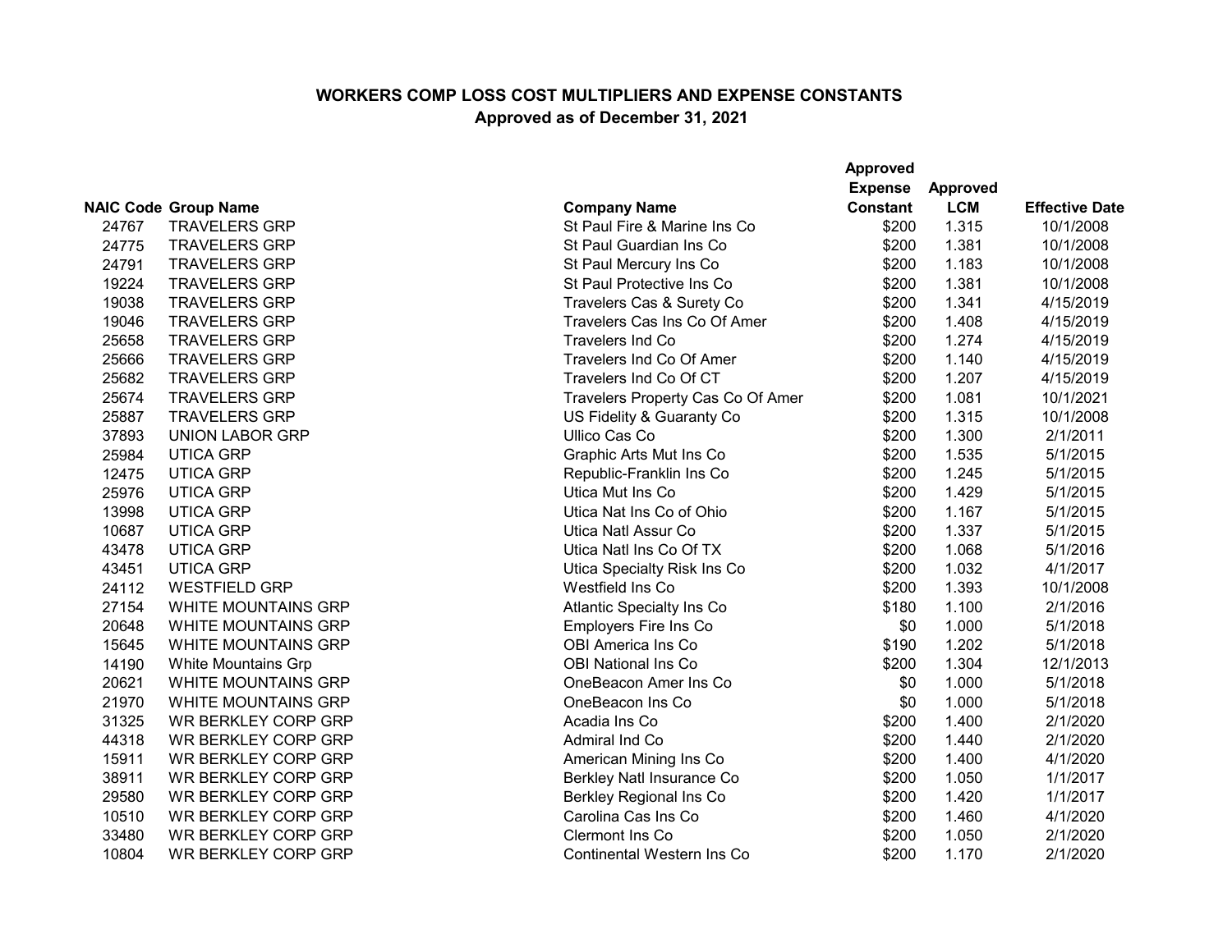## WORKERS COMP LOSS COST MULTIPLIERS AND EXPENSE CONSTANTS

### Approved as of December 31, 2021

| NAIC Code | Group Name | Company Name | Approved Expense Constant | Approved LCM | Effective Date |
|---|---|---|---|---|---|
| 24767 | TRAVELERS GRP | St Paul Fire & Marine Ins Co | $200 | 1.315 | 10/1/2008 |
| 24775 | TRAVELERS GRP | St Paul Guardian Ins Co | $200 | 1.381 | 10/1/2008 |
| 24791 | TRAVELERS GRP | St Paul Mercury Ins Co | $200 | 1.183 | 10/1/2008 |
| 19224 | TRAVELERS GRP | St Paul Protective Ins Co | $200 | 1.381 | 10/1/2008 |
| 19038 | TRAVELERS GRP | Travelers Cas & Surety Co | $200 | 1.341 | 4/15/2019 |
| 19046 | TRAVELERS GRP | Travelers Cas Ins Co Of Amer | $200 | 1.408 | 4/15/2019 |
| 25658 | TRAVELERS GRP | Travelers Ind Co | $200 | 1.274 | 4/15/2019 |
| 25666 | TRAVELERS GRP | Travelers Ind Co Of Amer | $200 | 1.140 | 4/15/2019 |
| 25682 | TRAVELERS GRP | Travelers Ind Co Of CT | $200 | 1.207 | 4/15/2019 |
| 25674 | TRAVELERS GRP | Travelers Property Cas Co Of Amer | $200 | 1.081 | 10/1/2021 |
| 25887 | TRAVELERS GRP | US Fidelity & Guaranty Co | $200 | 1.315 | 10/1/2008 |
| 37893 | UNION LABOR GRP | Ullico Cas Co | $200 | 1.300 | 2/1/2011 |
| 25984 | UTICA GRP | Graphic Arts Mut Ins Co | $200 | 1.535 | 5/1/2015 |
| 12475 | UTICA GRP | Republic-Franklin Ins Co | $200 | 1.245 | 5/1/2015 |
| 25976 | UTICA GRP | Utica Mut Ins Co | $200 | 1.429 | 5/1/2015 |
| 13998 | UTICA GRP | Utica Nat Ins Co of Ohio | $200 | 1.167 | 5/1/2015 |
| 10687 | UTICA GRP | Utica Natl Assur Co | $200 | 1.337 | 5/1/2015 |
| 43478 | UTICA GRP | Utica Natl Ins Co Of TX | $200 | 1.068 | 5/1/2016 |
| 43451 | UTICA GRP | Utica Specialty Risk Ins Co | $200 | 1.032 | 4/1/2017 |
| 24112 | WESTFIELD GRP | Westfield Ins Co | $200 | 1.393 | 10/1/2008 |
| 27154 | WHITE MOUNTAINS GRP | Atlantic Specialty Ins Co | $180 | 1.100 | 2/1/2016 |
| 20648 | WHITE MOUNTAINS GRP | Employers Fire Ins Co | $0 | 1.000 | 5/1/2018 |
| 15645 | WHITE MOUNTAINS GRP | OBI America Ins Co | $190 | 1.202 | 5/1/2018 |
| 14190 | White Mountains Grp | OBI National Ins Co | $200 | 1.304 | 12/1/2013 |
| 20621 | WHITE MOUNTAINS GRP | OneBeacon Amer Ins Co | $0 | 1.000 | 5/1/2018 |
| 21970 | WHITE MOUNTAINS GRP | OneBeacon Ins Co | $0 | 1.000 | 5/1/2018 |
| 31325 | WR BERKLEY CORP GRP | Acadia Ins Co | $200 | 1.400 | 2/1/2020 |
| 44318 | WR BERKLEY CORP GRP | Admiral Ind Co | $200 | 1.440 | 2/1/2020 |
| 15911 | WR BERKLEY CORP GRP | American Mining Ins Co | $200 | 1.400 | 4/1/2020 |
| 38911 | WR BERKLEY CORP GRP | Berkley Natl Insurance Co | $200 | 1.050 | 1/1/2017 |
| 29580 | WR BERKLEY CORP GRP | Berkley Regional Ins Co | $200 | 1.420 | 1/1/2017 |
| 10510 | WR BERKLEY CORP GRP | Carolina Cas Ins Co | $200 | 1.460 | 4/1/2020 |
| 33480 | WR BERKLEY CORP GRP | Clermont Ins Co | $200 | 1.050 | 2/1/2020 |
| 10804 | WR BERKLEY CORP GRP | Continental Western Ins Co | $200 | 1.170 | 2/1/2020 |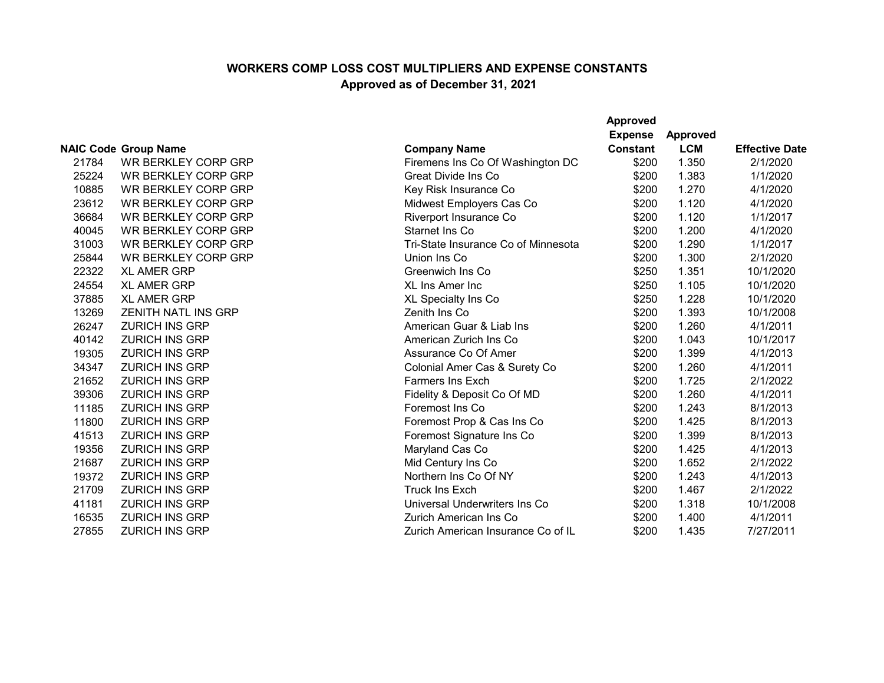**WORKERS COMP LOSS COST MULTIPLIERS AND EXPENSE CONSTANTS**
**Approved as of December 31, 2021**

| NAIC Code | Group Name | Company Name | Approved Expense Constant | Approved LCM | Effective Date |
|---|---|---|---|---|---|
| 21784 | WR BERKLEY CORP GRP | Firemens Ins Co Of Washington DC | $200 | 1.350 | 2/1/2020 |
| 25224 | WR BERKLEY CORP GRP | Great Divide Ins Co | $200 | 1.383 | 1/1/2020 |
| 10885 | WR BERKLEY CORP GRP | Key Risk Insurance Co | $200 | 1.270 | 4/1/2020 |
| 23612 | WR BERKLEY CORP GRP | Midwest Employers Cas Co | $200 | 1.120 | 4/1/2020 |
| 36684 | WR BERKLEY CORP GRP | Riverport Insurance Co | $200 | 1.120 | 1/1/2017 |
| 40045 | WR BERKLEY CORP GRP | Starnet Ins Co | $200 | 1.200 | 4/1/2020 |
| 31003 | WR BERKLEY CORP GRP | Tri-State Insurance Co of Minnesota | $200 | 1.290 | 1/1/2017 |
| 25844 | WR BERKLEY CORP GRP | Union Ins Co | $200 | 1.300 | 2/1/2020 |
| 22322 | XL AMER GRP | Greenwich Ins Co | $250 | 1.351 | 10/1/2020 |
| 24554 | XL AMER GRP | XL Ins Amer Inc | $250 | 1.105 | 10/1/2020 |
| 37885 | XL AMER GRP | XL Specialty Ins Co | $250 | 1.228 | 10/1/2020 |
| 13269 | ZENITH NATL INS GRP | Zenith Ins Co | $200 | 1.393 | 10/1/2008 |
| 26247 | ZURICH INS GRP | American Guar & Liab Ins | $200 | 1.260 | 4/1/2011 |
| 40142 | ZURICH INS GRP | American Zurich Ins Co | $200 | 1.043 | 10/1/2017 |
| 19305 | ZURICH INS GRP | Assurance Co Of Amer | $200 | 1.399 | 4/1/2013 |
| 34347 | ZURICH INS GRP | Colonial Amer Cas & Surety Co | $200 | 1.260 | 4/1/2011 |
| 21652 | ZURICH INS GRP | Farmers Ins Exch | $200 | 1.725 | 2/1/2022 |
| 39306 | ZURICH INS GRP | Fidelity & Deposit Co Of MD | $200 | 1.260 | 4/1/2011 |
| 11185 | ZURICH INS GRP | Foremost Ins Co | $200 | 1.243 | 8/1/2013 |
| 11800 | ZURICH INS GRP | Foremost Prop & Cas Ins Co | $200 | 1.425 | 8/1/2013 |
| 41513 | ZURICH INS GRP | Foremost Signature Ins Co | $200 | 1.399 | 8/1/2013 |
| 19356 | ZURICH INS GRP | Maryland Cas Co | $200 | 1.425 | 4/1/2013 |
| 21687 | ZURICH INS GRP | Mid Century Ins Co | $200 | 1.652 | 2/1/2022 |
| 19372 | ZURICH INS GRP | Northern Ins Co Of NY | $200 | 1.243 | 4/1/2013 |
| 21709 | ZURICH INS GRP | Truck Ins Exch | $200 | 1.467 | 2/1/2022 |
| 41181 | ZURICH INS GRP | Universal Underwriters Ins Co | $200 | 1.318 | 10/1/2008 |
| 16535 | ZURICH INS GRP | Zurich American Ins Co | $200 | 1.400 | 4/1/2011 |
| 27855 | ZURICH INS GRP | Zurich American Insurance Co of IL | $200 | 1.435 | 7/27/2011 |